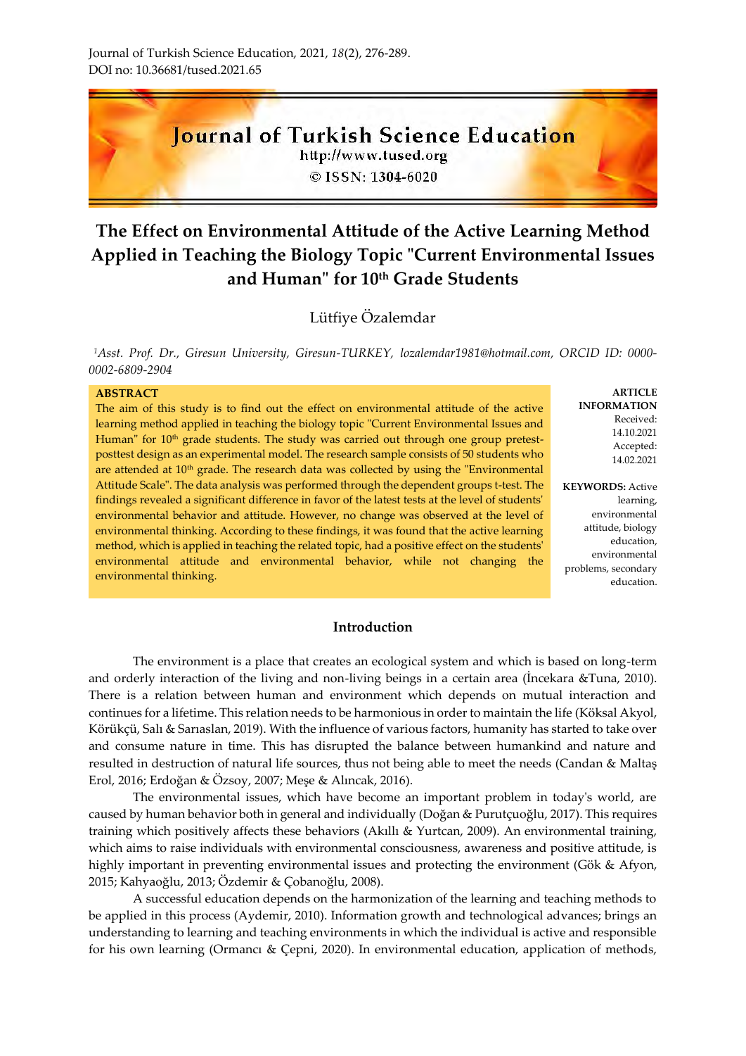Journal of Turkish Science Education, 2021, *18*(2), 276-289.
DOI no: 10.36681/tused.2021.65

Journal of Turkish Science Education
http://www.tused.org
© ISSN: 1304-6020

# The Effect on Environmental Attitude of the Active Learning Method Applied in Teaching the Biology Topic "Current Environmental Issues and Human" for 10th Grade Students

Lütfiye Özalemdar

[1]*Asst. Prof. Dr., Giresun University, Giresun-TURKEY, lozalemdar1981@hotmail.com, ORCID ID: 0000-0002-6809-2904*

**ABSTRACT**

The aim of this study is to find out the effect on environmental attitude of the active learning method applied in teaching the biology topic "Current Environmental Issues and Human" for 10th grade students. The study was carried out through one group pretest-posttest design as an experimental model. The research sample consists of 50 students who are attended at 10th grade. The research data was collected by using the "Environmental Attitude Scale". The data analysis was performed through the dependent groups t-test. The findings revealed a significant difference in favor of the latest tests at the level of students' environmental behavior and attitude. However, no change was observed at the level of environmental thinking. According to these findings, it was found that the active learning method, which is applied in teaching the related topic, had a positive effect on the students' environmental attitude and environmental behavior, while not changing the environmental thinking.

**ARTICLE INFORMATION**
Received: 14.10.2021
Accepted: 14.02.2021

**KEYWORDS:** Active learning, environmental attitude, biology education, environmental problems, secondary education.

## Introduction

The environment is a place that creates an ecological system and which is based on long-term and orderly interaction of the living and non-living beings in a certain area (İncekara &Tuna, 2010). There is a relation between human and environment which depends on mutual interaction and continues for a lifetime. This relation needs to be harmonious in order to maintain the life (Köksal Akyol, Körükçü, Salı & Sarıaslan, 2019). With the influence of various factors, humanity has started to take over and consume nature in time. This has disrupted the balance between humankind and nature and resulted in destruction of natural life sources, thus not being able to meet the needs (Candan & Maltaş Erol, 2016; Erdoğan & Özsoy, 2007; Meşe & Alıncak, 2016).

The environmental issues, which have become an important problem in today's world, are caused by human behavior both in general and individually (Doğan & Purutçuoğlu, 2017). This requires training which positively affects these behaviors (Akıllı & Yurtcan, 2009). An environmental training, which aims to raise individuals with environmental consciousness, awareness and positive attitude, is highly important in preventing environmental issues and protecting the environment (Gök & Afyon, 2015; Kahyaoğlu, 2013; Özdemir & Çobanoğlu, 2008).

A successful education depends on the harmonization of the learning and teaching methods to be applied in this process (Aydemir, 2010). Information growth and technological advances; brings an understanding to learning and teaching environments in which the individual is active and responsible for his own learning (Ormancı & Çepni, 2020). In environmental education, application of methods,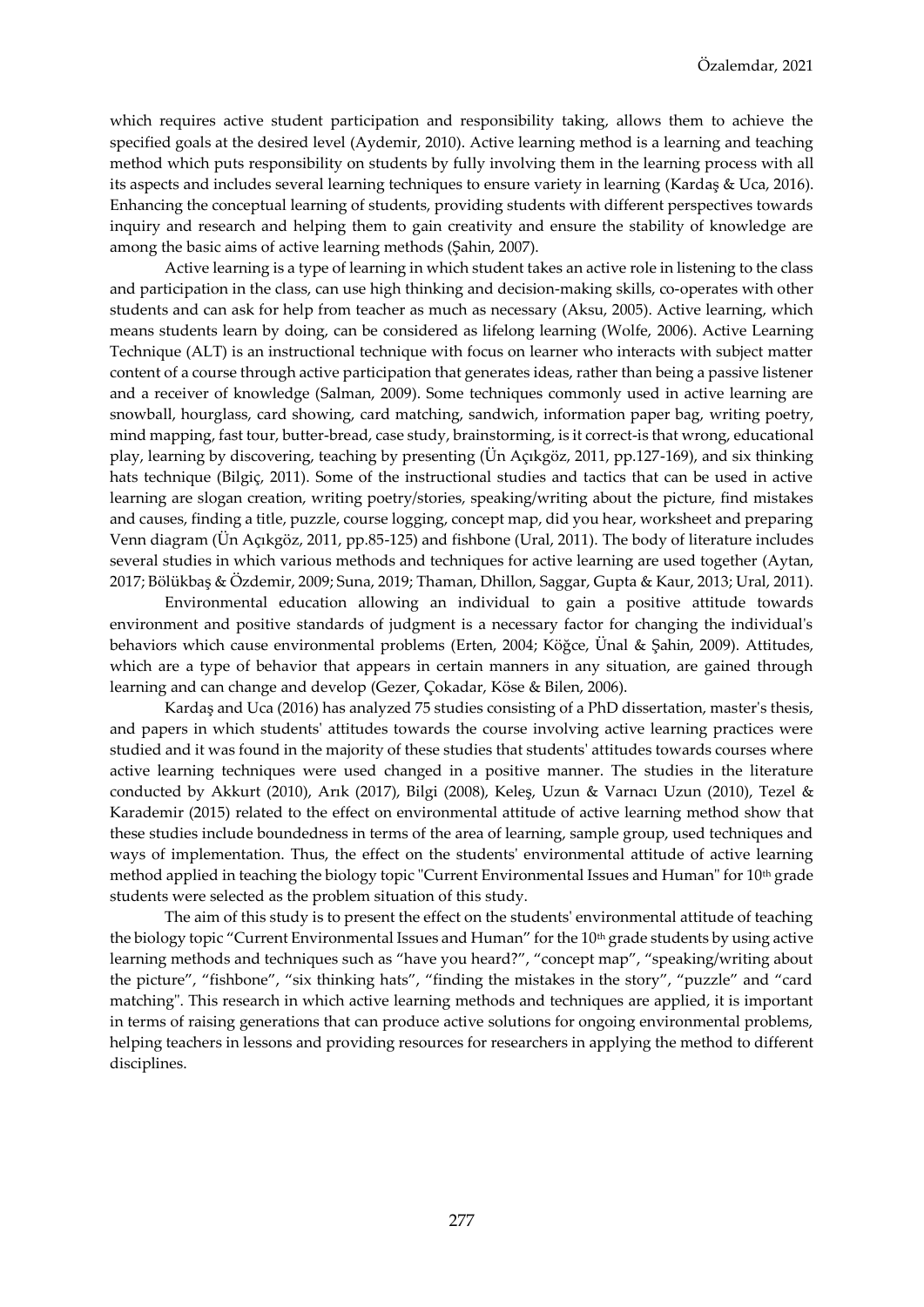which requires active student participation and responsibility taking, allows them to achieve the specified goals at the desired level (Aydemir, 2010). Active learning method is a learning and teaching method which puts responsibility on students by fully involving them in the learning process with all its aspects and includes several learning techniques to ensure variety in learning (Kardaş & Uca, 2016). Enhancing the conceptual learning of students, providing students with different perspectives towards inquiry and research and helping them to gain creativity and ensure the stability of knowledge are among the basic aims of active learning methods (Şahin, 2007).

Active learning is a type of learning in which student takes an active role in listening to the class and participation in the class, can use high thinking and decision-making skills, co-operates with other students and can ask for help from teacher as much as necessary (Aksu, 2005). Active learning, which means students learn by doing, can be considered as lifelong learning (Wolfe, 2006). Active Learning Technique (ALT) is an instructional technique with focus on learner who interacts with subject matter content of a course through active participation that generates ideas, rather than being a passive listener and a receiver of knowledge (Salman, 2009). Some techniques commonly used in active learning are snowball, hourglass, card showing, card matching, sandwich, information paper bag, writing poetry, mind mapping, fast tour, butter-bread, case study, brainstorming, is it correct-is that wrong, educational play, learning by discovering, teaching by presenting (Ün Açıkgöz, 2011, pp.127-169), and six thinking hats technique (Bilgiç, 2011). Some of the instructional studies and tactics that can be used in active learning are slogan creation, writing poetry/stories, speaking/writing about the picture, find mistakes and causes, finding a title, puzzle, course logging, concept map, did you hear, worksheet and preparing Venn diagram (Ün Açıkgöz, 2011, pp.85-125) and fishbone (Ural, 2011). The body of literature includes several studies in which various methods and techniques for active learning are used together (Aytan, 2017; Bölükbaş & Özdemir, 2009; Suna, 2019; Thaman, Dhillon, Saggar, Gupta & Kaur, 2013; Ural, 2011).

Environmental education allowing an individual to gain a positive attitude towards environment and positive standards of judgment is a necessary factor for changing the individual's behaviors which cause environmental problems (Erten, 2004; Köğce, Ünal & Şahin, 2009). Attitudes, which are a type of behavior that appears in certain manners in any situation, are gained through learning and can change and develop (Gezer, Çokadar, Köse & Bilen, 2006).

Kardaş and Uca (2016) has analyzed 75 studies consisting of a PhD dissertation, master's thesis, and papers in which students' attitudes towards the course involving active learning practices were studied and it was found in the majority of these studies that students' attitudes towards courses where active learning techniques were used changed in a positive manner. The studies in the literature conducted by Akkurt (2010), Arık (2017), Bilgi (2008), Keleş, Uzun & Varnacı Uzun (2010), Tezel & Karademir (2015) related to the effect on environmental attitude of active learning method show that these studies include boundedness in terms of the area of learning, sample group, used techniques and ways of implementation. Thus, the effect on the students' environmental attitude of active learning method applied in teaching the biology topic "Current Environmental Issues and Human" for 10th grade students were selected as the problem situation of this study.

The aim of this study is to present the effect on the students' environmental attitude of teaching the biology topic "Current Environmental Issues and Human" for the 10th grade students by using active learning methods and techniques such as "have you heard?", "concept map", "speaking/writing about the picture", "fishbone", "six thinking hats", "finding the mistakes in the story", "puzzle" and "card matching". This research in which active learning methods and techniques are applied, it is important in terms of raising generations that can produce active solutions for ongoing environmental problems, helping teachers in lessons and providing resources for researchers in applying the method to different disciplines.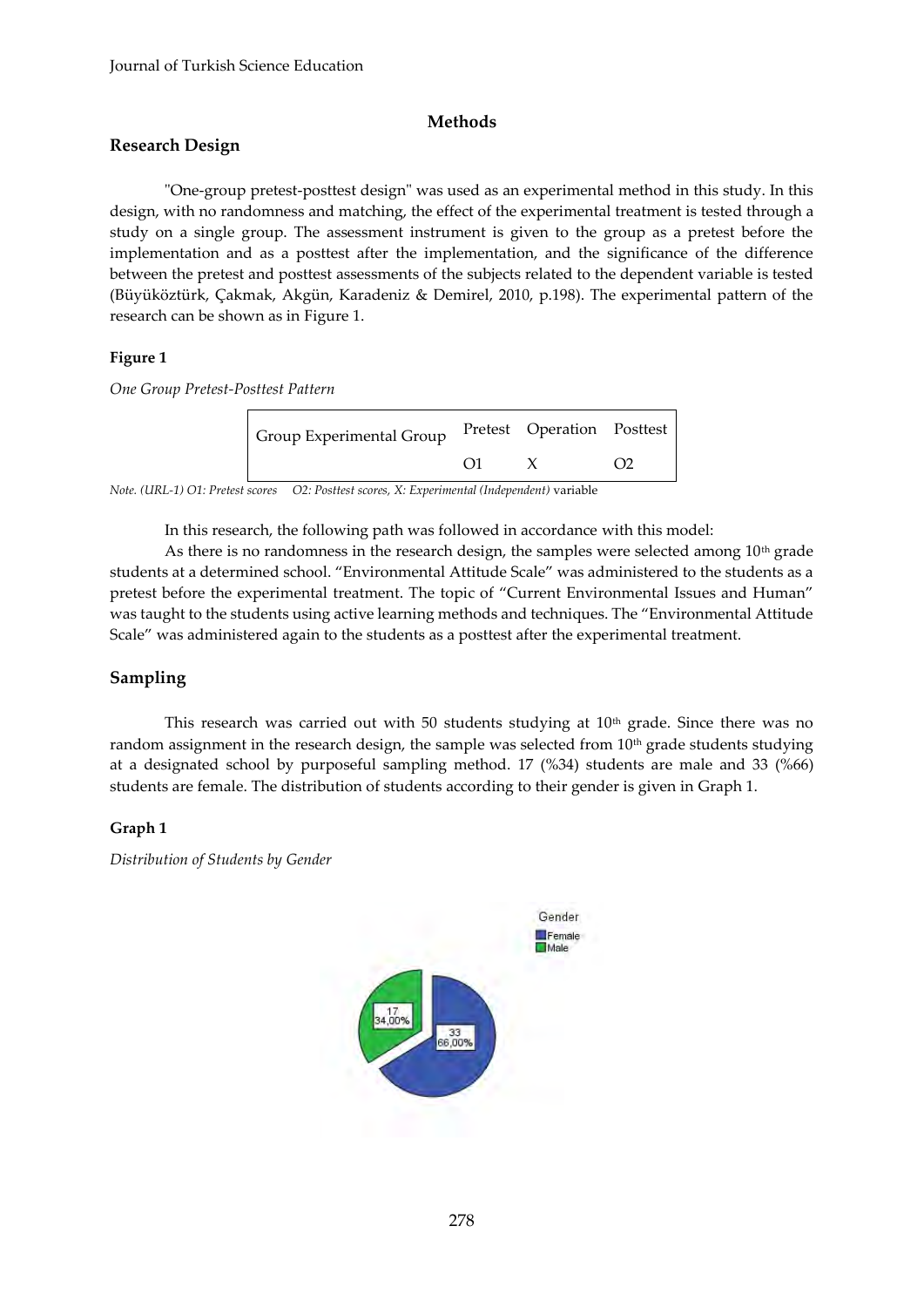## Methods

### Research Design

"One-group pretest-posttest design" was used as an experimental method in this study. In this design, with no randomness and matching, the effect of the experimental treatment is tested through a study on a single group. The assessment instrument is given to the group as a pretest before the implementation and as a posttest after the implementation, and the significance of the difference between the pretest and posttest assessments of the subjects related to the dependent variable is tested (Büyüköztürk, Çakmak, Akgün, Karadeniz & Demirel, 2010, p.198). The experimental pattern of the research can be shown as in Figure 1.

**Figure 1**

*One Group Pretest-Posttest Pattern*

| Group Experimental Group | Pretest | Operation | Posttest |
|---|---|---|---|
| | O1 | X | O2 |

*Note. (URL-1) O1: Pretest scores O2: Posttest scores, X: Experimental (Independent)* variable

In this research, the following path was followed in accordance with this model:

As there is no randomness in the research design, the samples were selected among 10th grade students at a determined school. "Environmental Attitude Scale" was administered to the students as a pretest before the experimental treatment. The topic of "Current Environmental Issues and Human" was taught to the students using active learning methods and techniques. The "Environmental Attitude Scale" was administered again to the students as a posttest after the experimental treatment.

### Sampling

This research was carried out with 50 students studying at 10th grade. Since there was no random assignment in the research design, the sample was selected from 10th grade students studying at a designated school by purposeful sampling method. 17 (%34) students are male and 33 (%66) students are female. The distribution of students according to their gender is given in Graph 1.

**Graph 1**

*Distribution of Students by Gender*

Gender: Female 33 (66,00%); Male 17 (34,00%)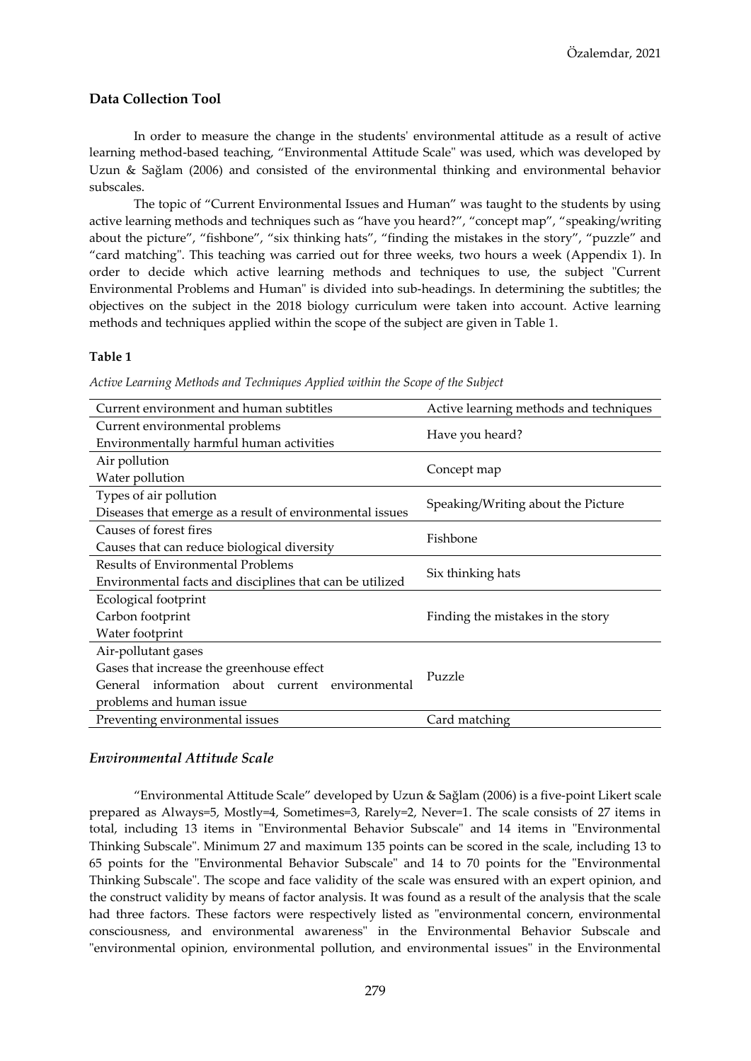### Data Collection Tool

In order to measure the change in the students' environmental attitude as a result of active learning method-based teaching, "Environmental Attitude Scale" was used, which was developed by Uzun & Sağlam (2006) and consisted of the environmental thinking and environmental behavior subscales.

The topic of "Current Environmental Issues and Human" was taught to the students by using active learning methods and techniques such as "have you heard?", "concept map", "speaking/writing about the picture", "fishbone", "six thinking hats", "finding the mistakes in the story", "puzzle" and "card matching". This teaching was carried out for three weeks, two hours a week (Appendix 1). In order to decide which active learning methods and techniques to use, the subject "Current Environmental Problems and Human" is divided into sub-headings. In determining the subtitles; the objectives on the subject in the 2018 biology curriculum were taken into account. Active learning methods and techniques applied within the scope of the subject are given in Table 1.

**Table 1**

*Active Learning Methods and Techniques Applied within the Scope of the Subject*

| Current environment and human subtitles | Active learning methods and techniques |
|---|---|
| Current environmental problems<br>Environmentally harmful human activities | Have you heard? |
| Air pollution<br>Water pollution | Concept map |
| Types of air pollution<br>Diseases that emerge as a result of environmental issues | Speaking/Writing about the Picture |
| Causes of forest fires<br>Causes that can reduce biological diversity | Fishbone |
| Results of Environmental Problems<br>Environmental facts and disciplines that can be utilized | Six thinking hats |
| Ecological footprint<br>Carbon footprint<br>Water footprint | Finding the mistakes in the story |
| Air-pollutant gases<br>Gases that increase the greenhouse effect<br>General information about current environmental problems and human issue | Puzzle |
| Preventing environmental issues | Card matching |

#### *Environmental Attitude Scale*

"Environmental Attitude Scale" developed by Uzun & Sağlam (2006) is a five-point Likert scale prepared as Always=5, Mostly=4, Sometimes=3, Rarely=2, Never=1. The scale consists of 27 items in total, including 13 items in "Environmental Behavior Subscale" and 14 items in "Environmental Thinking Subscale". Minimum 27 and maximum 135 points can be scored in the scale, including 13 to 65 points for the "Environmental Behavior Subscale" and 14 to 70 points for the "Environmental Thinking Subscale". The scope and face validity of the scale was ensured with an expert opinion, and the construct validity by means of factor analysis. It was found as a result of the analysis that the scale had three factors. These factors were respectively listed as "environmental concern, environmental consciousness, and environmental awareness" in the Environmental Behavior Subscale and "environmental opinion, environmental pollution, and environmental issues" in the Environmental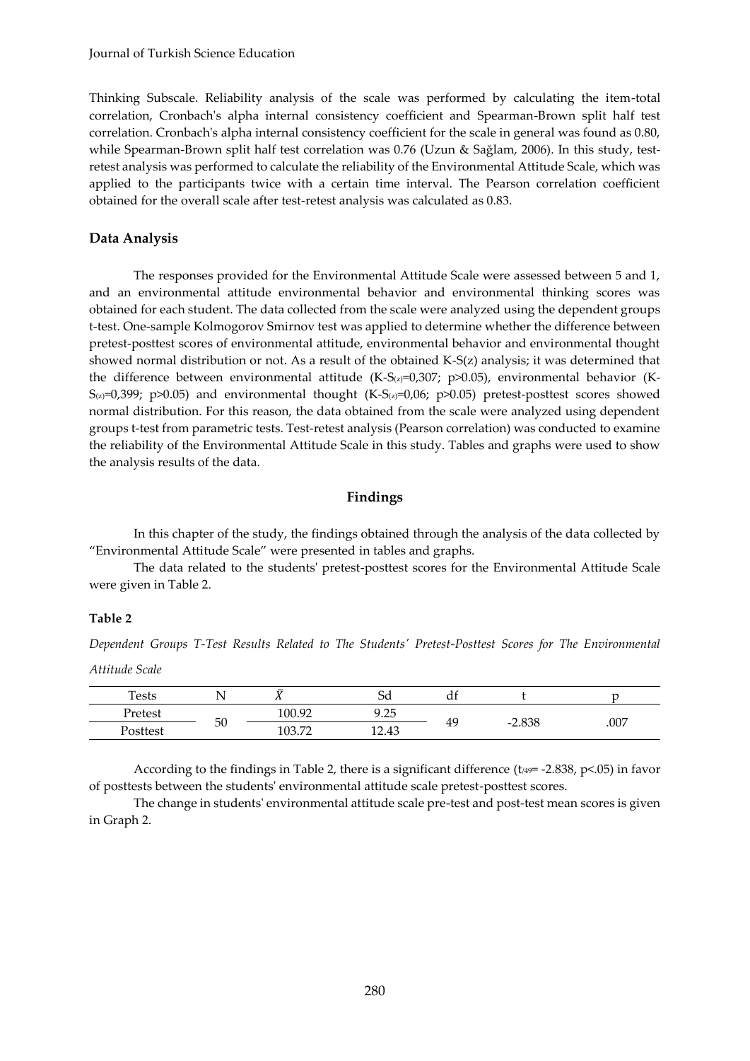Thinking Subscale. Reliability analysis of the scale was performed by calculating the item-total correlation, Cronbach's alpha internal consistency coefficient and Spearman-Brown split half test correlation. Cronbach's alpha internal consistency coefficient for the scale in general was found as 0.80, while Spearman-Brown split half test correlation was 0.76 (Uzun & Sağlam, 2006). In this study, test-retest analysis was performed to calculate the reliability of the Environmental Attitude Scale, which was applied to the participants twice with a certain time interval. The Pearson correlation coefficient obtained for the overall scale after test-retest analysis was calculated as 0.83.

## Data Analysis

The responses provided for the Environmental Attitude Scale were assessed between 5 and 1, and an environmental attitude environmental behavior and environmental thinking scores was obtained for each student. The data collected from the scale were analyzed using the dependent groups t-test. One-sample Kolmogorov Smirnov test was applied to determine whether the difference between pretest-posttest scores of environmental attitude, environmental behavior and environmental thought showed normal distribution or not. As a result of the obtained K-S(z) analysis; it was determined that the difference between environmental attitude ($K\text{-}S_{(z)}$=0,307; p>0.05), environmental behavior ($K\text{-}S_{(z)}$=0,399; p>0.05) and environmental thought ($K\text{-}S_{(z)}$=0,06; p>0.05) pretest-posttest scores showed normal distribution. For this reason, the data obtained from the scale were analyzed using dependent groups t-test from parametric tests. Test-retest analysis (Pearson correlation) was conducted to examine the reliability of the Environmental Attitude Scale in this study. Tables and graphs were used to show the analysis results of the data.

# Findings

In this chapter of the study, the findings obtained through the analysis of the data collected by "Environmental Attitude Scale" were presented in tables and graphs.

The data related to the students' pretest-posttest scores for the Environmental Attitude Scale were given in Table 2.

**Table 2**

*Dependent Groups T-Test Results Related to The Students' Pretest-Posttest Scores for The Environmental Attitude Scale*

| Tests | N | $\bar{X}$ | Sd | df | t | p |
|---|---|---|---|---|---|---|
| Pretest | 50 | 100.92 | 9.25 | 49 | -2.838 | .007 |
| Posttest | | 103.72 | 12.43 | | | |

According to the findings in Table 2, there is a significant difference ($t_{(49)}$= -2.838, p<.05) in favor of posttests between the students' environmental attitude scale pretest-posttest scores.

The change in students' environmental attitude scale pre-test and post-test mean scores is given in Graph 2.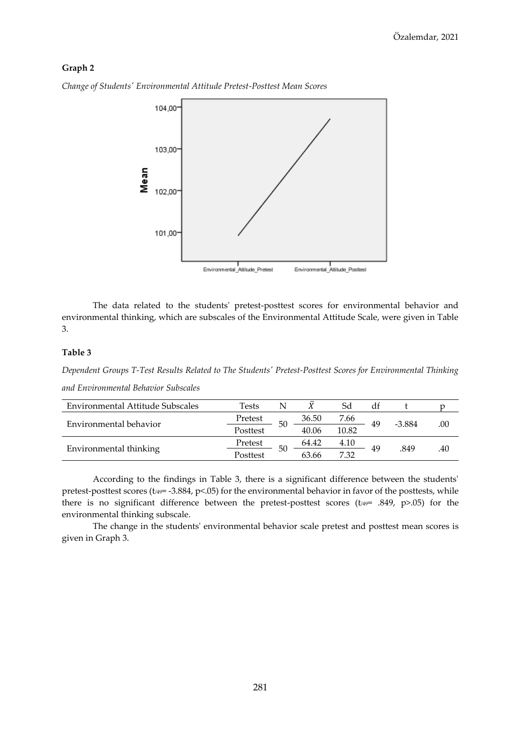**Graph 2**

*Change of Students' Environmental Attitude Pretest-Posttest Mean Scores*

The data related to the students' pretest-posttest scores for environmental behavior and environmental thinking, which are subscales of the Environmental Attitude Scale, were given in Table 3.

**Table 3**

*Dependent Groups T-Test Results Related to The Students' Pretest-Posttest Scores for Environmental Thinking and Environmental Behavior Subscales*

| Environmental Attitude Subscales | Tests | N | $\bar{X}$ | Sd | df | t | p |
|---|---|---|---|---|---|---|---|
| Environmental behavior | Pretest | 50 | 36.50 | 7.66 | 49 | -3.884 | .00 |
| | Posttest | | 40.06 | 10.82 | | | |
| Environmental thinking | Pretest | 50 | 64.42 | 4.10 | 49 | .849 | .40 |
| | Posttest | | 63.66 | 7.32 | | | |

According to the findings in Table 3, there is a significant difference between the students' pretest-posttest scores ($t_{/49}$= -3.884, $p<.05$) for the environmental behavior in favor of the posttests, while there is no significant difference between the pretest-posttest scores ($t_{/49}$= .849, $p>.05$) for the environmental thinking subscale.

The change in the students' environmental behavior scale pretest and posttest mean scores is given in Graph 3.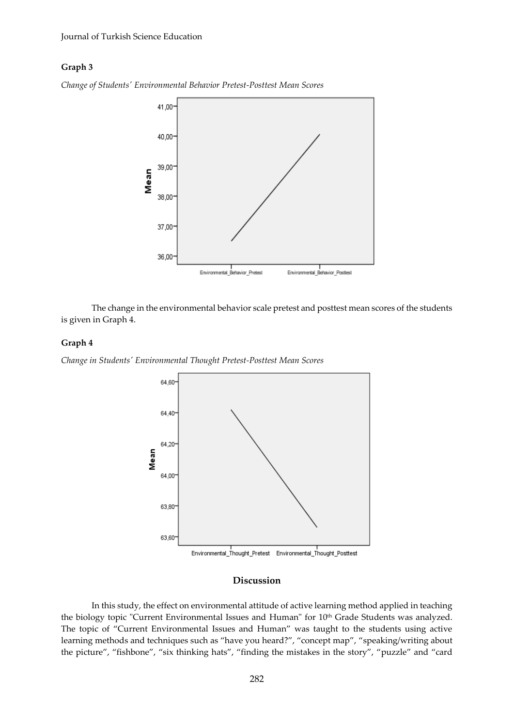**Graph 3**

*Change of Students' Environmental Behavior Pretest-Posttest Mean Scores*

The change in the environmental behavior scale pretest and posttest mean scores of the students is given in Graph 4.

**Graph 4**

*Change in Students' Environmental Thought Pretest-Posttest Mean Scores*

## Discussion

In this study, the effect on environmental attitude of active learning method applied in teaching the biology topic "Current Environmental Issues and Human" for 10th Grade Students was analyzed. The topic of "Current Environmental Issues and Human" was taught to the students using active learning methods and techniques such as "have you heard?", "concept map", "speaking/writing about the picture", "fishbone", "six thinking hats", "finding the mistakes in the story", "puzzle" and "card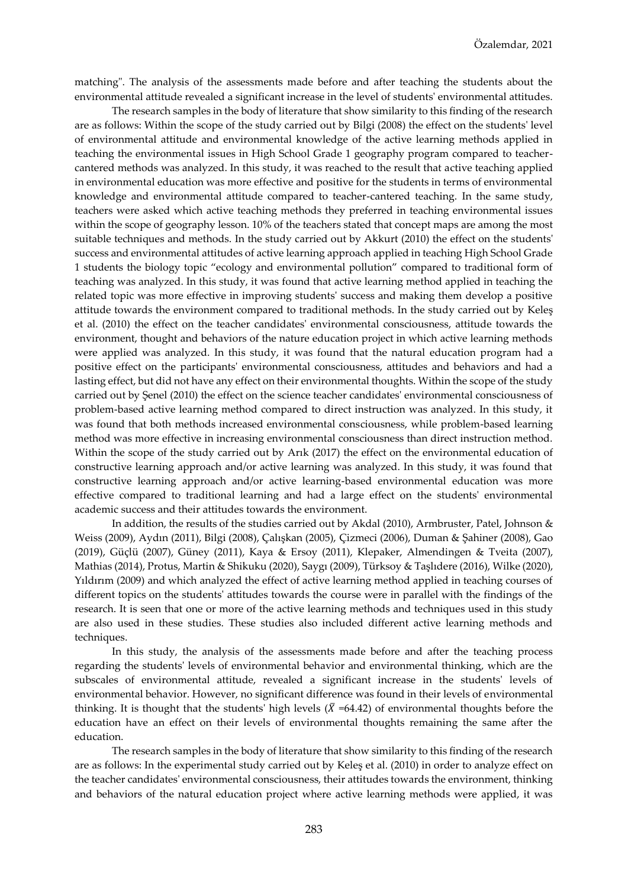matching". The analysis of the assessments made before and after teaching the students about the environmental attitude revealed a significant increase in the level of students' environmental attitudes.

The research samples in the body of literature that show similarity to this finding of the research are as follows: Within the scope of the study carried out by Bilgi (2008) the effect on the students' level of environmental attitude and environmental knowledge of the active learning methods applied in teaching the environmental issues in High School Grade 1 geography program compared to teacher-cantered methods was analyzed. In this study, it was reached to the result that active teaching applied in environmental education was more effective and positive for the students in terms of environmental knowledge and environmental attitude compared to teacher-cantered teaching. In the same study, teachers were asked which active teaching methods they preferred in teaching environmental issues within the scope of geography lesson. 10% of the teachers stated that concept maps are among the most suitable techniques and methods. In the study carried out by Akkurt (2010) the effect on the students' success and environmental attitudes of active learning approach applied in teaching High School Grade 1 students the biology topic "ecology and environmental pollution" compared to traditional form of teaching was analyzed. In this study, it was found that active learning method applied in teaching the related topic was more effective in improving students' success and making them develop a positive attitude towards the environment compared to traditional methods. In the study carried out by Keleş et al. (2010) the effect on the teacher candidates' environmental consciousness, attitude towards the environment, thought and behaviors of the nature education project in which active learning methods were applied was analyzed. In this study, it was found that the natural education program had a positive effect on the participants' environmental consciousness, attitudes and behaviors and had a lasting effect, but did not have any effect on their environmental thoughts. Within the scope of the study carried out by Şenel (2010) the effect on the science teacher candidates' environmental consciousness of problem-based active learning method compared to direct instruction was analyzed. In this study, it was found that both methods increased environmental consciousness, while problem-based learning method was more effective in increasing environmental consciousness than direct instruction method. Within the scope of the study carried out by Arık (2017) the effect on the environmental education of constructive learning approach and/or active learning was analyzed. In this study, it was found that constructive learning approach and/or active learning-based environmental education was more effective compared to traditional learning and had a large effect on the students' environmental academic success and their attitudes towards the environment.

In addition, the results of the studies carried out by Akdal (2010), Armbruster, Patel, Johnson & Weiss (2009), Aydın (2011), Bilgi (2008), Çalışkan (2005), Çizmeci (2006), Duman & Şahiner (2008), Gao (2019), Güçlü (2007), Güney (2011), Kaya & Ersoy (2011), Klepaker, Almendingen & Tveita (2007), Mathias (2014), Protus, Martin & Shikuku (2020), Saygı (2009), Türksoy & Taşlıdere (2016), Wilke (2020), Yıldırım (2009) and which analyzed the effect of active learning method applied in teaching courses of different topics on the students' attitudes towards the course were in parallel with the findings of the research. It is seen that one or more of the active learning methods and techniques used in this study are also used in these studies. These studies also included different active learning methods and techniques.

In this study, the analysis of the assessments made before and after the teaching process regarding the students' levels of environmental behavior and environmental thinking, which are the subscales of environmental attitude, revealed a significant increase in the students' levels of environmental behavior. However, no significant difference was found in their levels of environmental thinking. It is thought that the students' high levels ($\bar{X}$ =64.42) of environmental thoughts before the education have an effect on their levels of environmental thoughts remaining the same after the education.

The research samples in the body of literature that show similarity to this finding of the research are as follows: In the experimental study carried out by Keleş et al. (2010) in order to analyze effect on the teacher candidates' environmental consciousness, their attitudes towards the environment, thinking and behaviors of the natural education project where active learning methods were applied, it was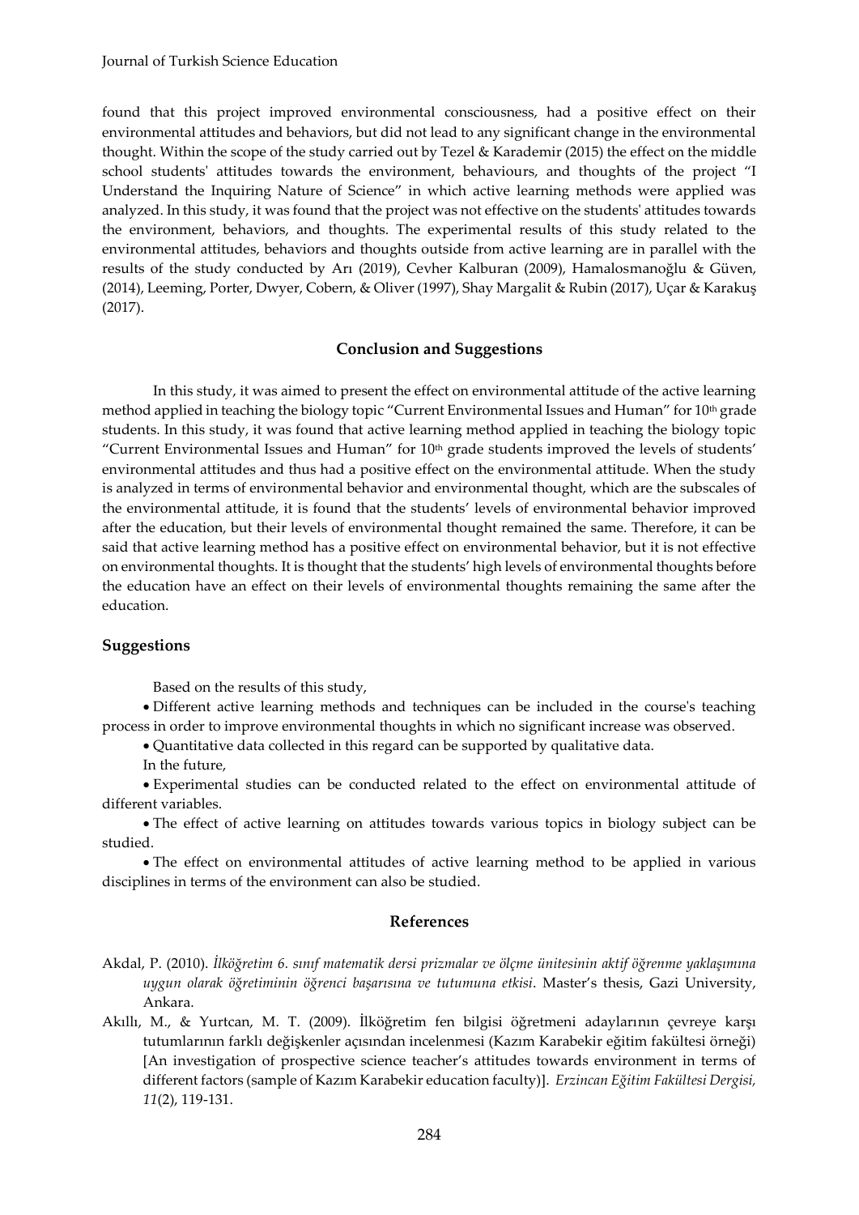found that this project improved environmental consciousness, had a positive effect on their environmental attitudes and behaviors, but did not lead to any significant change in the environmental thought. Within the scope of the study carried out by Tezel & Karademir (2015) the effect on the middle school students' attitudes towards the environment, behaviours, and thoughts of the project "I Understand the Inquiring Nature of Science" in which active learning methods were applied was analyzed. In this study, it was found that the project was not effective on the students' attitudes towards the environment, behaviors, and thoughts. The experimental results of this study related to the environmental attitudes, behaviors and thoughts outside from active learning are in parallel with the results of the study conducted by Arı (2019), Cevher Kalburan (2009), Hamalosmanoğlu & Güven, (2014), Leeming, Porter, Dwyer, Cobern, & Oliver (1997), Shay Margalit & Rubin (2017), Uçar & Karakuş (2017).

## Conclusion and Suggestions

In this study, it was aimed to present the effect on environmental attitude of the active learning method applied in teaching the biology topic "Current Environmental Issues and Human" for 10th grade students. In this study, it was found that active learning method applied in teaching the biology topic "Current Environmental Issues and Human" for 10th grade students improved the levels of students' environmental attitudes and thus had a positive effect on the environmental attitude. When the study is analyzed in terms of environmental behavior and environmental thought, which are the subscales of the environmental attitude, it is found that the students' levels of environmental behavior improved after the education, but their levels of environmental thought remained the same. Therefore, it can be said that active learning method has a positive effect on environmental behavior, but it is not effective on environmental thoughts. It is thought that the students' high levels of environmental thoughts before the education have an effect on their levels of environmental thoughts remaining the same after the education.

### Suggestions

Based on the results of this study,

- Different active learning methods and techniques can be included in the course's teaching process in order to improve environmental thoughts in which no significant increase was observed.
- Quantitative data collected in this regard can be supported by qualitative data.

In the future,

- Experimental studies can be conducted related to the effect on environmental attitude of different variables.
- The effect of active learning on attitudes towards various topics in biology subject can be studied.
- The effect on environmental attitudes of active learning method to be applied in various disciplines in terms of the environment can also be studied.

## References

Akdal, P. (2010). *İlköğretim 6. sınıf matematik dersi prizmalar ve ölçme ünitesinin aktif öğrenme yaklaşımına uygun olarak öğretiminin öğrenci başarısına ve tutumuna etkisi*. Master's thesis, Gazi University, Ankara.

Akıllı, M., & Yurtcan, M. T. (2009). İlköğretim fen bilgisi öğretmeni adaylarının çevreye karşı tutumlarının farklı değişkenler açısından incelenmesi (Kazım Karabekir eğitim fakültesi örneği) [An investigation of prospective science teacher's attitudes towards environment in terms of different factors (sample of Kazım Karabekir education faculty)]. *Erzincan Eğitim Fakültesi Dergisi, 11*(2), 119-131.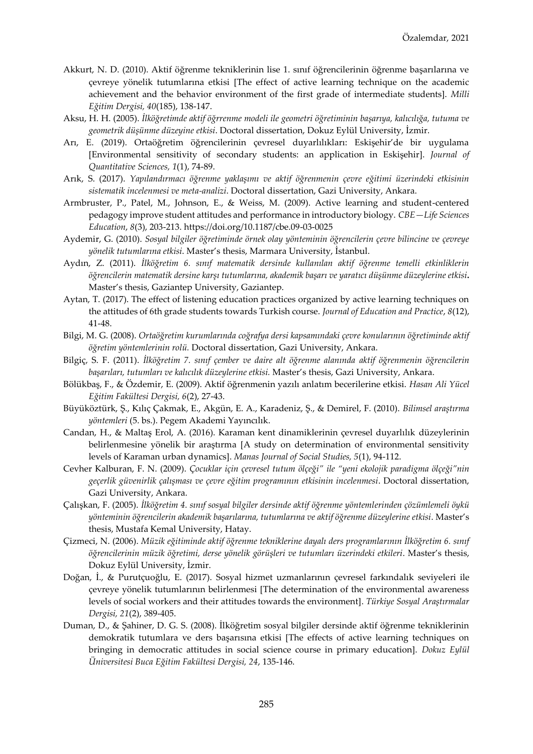Akkurt, N. D. (2010). Aktif öğrenme tekniklerinin lise 1. sınıf öğrencilerinin öğrenme başarılarına ve çevreye yönelik tutumlarına etkisi [The effect of active learning technique on the academic achievement and the behavior environment of the first grade of intermediate students]. *Milli Eğitim Dergisi, 40*(185), 138-147.

Aksu, H. H. (2005). *İlköğretimde aktif öğrrenme modeli ile geometri öğretiminin başarıya, kalıcılığa, tutuma ve geometrik düşünme düzeyine etkisi*. Doctoral dissertation, Dokuz Eylül University, İzmir.

Arı, E. (2019). Ortaöğretim öğrencilerinin çevresel duyarlılıkları: Eskişehir'de bir uygulama [Environmental sensitivity of secondary students: an application in Eskişehir]. *Journal of Quantitative Sciences, 1*(1), 74-89.

Arık, S. (2017). *Yapılandırmacı öğrenme yaklaşımı ve aktif öğrenmenin çevre eğitimi üzerindeki etkisinin sistematik incelenmesi ve meta-analizi*. Doctoral dissertation, Gazi University, Ankara.

Armbruster, P., Patel, M., Johnson, E., & Weiss, M. (2009). Active learning and student-centered pedagogy improve student attitudes and performance in introductory biology. *CBE—Life Sciences Education*, *8*(3), 203-213. https://doi.org/10.1187/cbe.09-03-0025

Aydemir, G. (2010). *Sosyal bilgiler öğretiminde örnek olay yönteminin öğrencilerin çevre bilincine ve çevreye yönelik tutumlarına etkisi*. Master's thesis, Marmara University, İstanbul.

Aydın, Z. (2011). *İlköğretim 6. sınıf matematik dersinde kullanılan aktif öğrenme temelli etkinliklerin öğrencilerin matematik dersine karşı tutumlarına, akademik başarı ve yaratıcı düşünme düzeylerine etkisi***.** Master's thesis, Gaziantep University, Gaziantep.

Aytan, T. (2017). The effect of listening education practices organized by active learning techniques on the attitudes of 6th grade students towards Turkish course. *Journal of Education and Practice*, *8*(12), 41-48.

Bilgi, M. G. (2008). *Ortaöğretim kurumlarında coğrafya dersi kapsamındaki çevre konularının öğretiminde aktif öğretim yöntemlerinin rolü.* Doctoral dissertation, Gazi University, Ankara.

Bilgiç, S. F. (2011). *İlköğretim 7. sınıf çember ve daire alt öğrenme alanında aktif öğrenmenin öğrencilerin başarıları, tutumları ve kalıcılık düzeylerine etkisi.* Master's thesis, Gazi University, Ankara.

Bölükbaş, F., & Özdemir, E. (2009). Aktif öğrenmenin yazılı anlatım becerilerine etkisi. *Hasan Ali Yücel Eğitim Fakültesi Dergisi, 6*(2), 27-43.

Büyüköztürk, Ş., Kılıç Çakmak, E., Akgün, E. A., Karadeniz, Ş., & Demirel, F. (2010). *Bilimsel araştırma yöntemleri* (5. bs.). Pegem Akademi Yayıncılık.

Candan, H., & Maltaş Erol, A. (2016). Karaman kent dinamiklerinin çevresel duyarlılık düzeylerinin belirlenmesine yönelik bir araştırma [A study on determination of environmental sensitivity levels of Karaman urban dynamics]. *Manas Journal of Social Studies, 5*(1), 94-112.

Cevher Kalburan, F. N. (2009). *Çocuklar için çevresel tutum ölçeği" ile "yeni ekolojik paradigma ölçeği"nin geçerlik güvenirlik çalışması ve çevre eğitim programının etkisinin incelenmesi*. Doctoral dissertation, Gazi University, Ankara.

Çalışkan, F. (2005). *İlköğretim 4. sınıf sosyal bilgiler dersinde aktif öğrenme yöntemlerinden çözümlemeli öykü yönteminin öğrencilerin akademik başarılarına, tutumlarına ve aktif öğrenme düzeylerine etkisi*. Master's thesis, Mustafa Kemal University, Hatay.

Çizmeci, N. (2006). *Müzik eğitiminde aktif öğrenme tekniklerine dayalı ders programlarının İlköğretim 6. sınıf öğrencilerinin müzik öğretimi, derse yönelik görüşleri ve tutumları üzerindeki etkileri*. Master's thesis, Dokuz Eylül University, İzmir.

Doğan, İ., & Purutçuoğlu, E. (2017). Sosyal hizmet uzmanlarının çevresel farkındalık seviyeleri ile çevreye yönelik tutumlarının belirlenmesi [The determination of the environmental awareness levels of social workers and their attitudes towards the environment]. *Türkiye Sosyal Araştırmalar Dergisi, 21*(2), 389-405.

Duman, D., & Şahiner, D. G. S. (2008). İlköğretim sosyal bilgiler dersinde aktif öğrenme tekniklerinin demokratik tutumlara ve ders başarısına etkisi [The effects of active learning techniques on bringing in democratic attitudes in social science course in primary education]. *Dokuz Eylül Üniversitesi Buca Eğitim Fakültesi Dergisi, 24*, 135-146.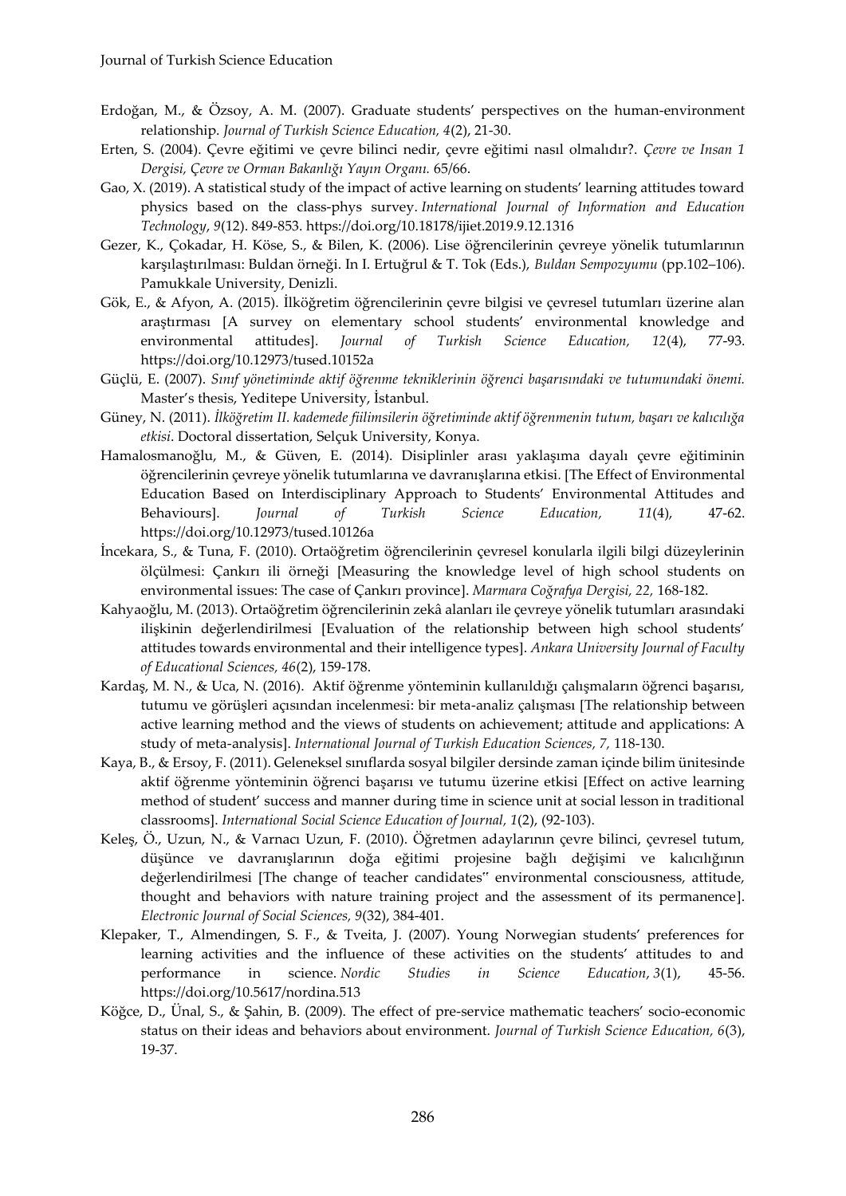Erdoğan, M., & Özsoy, A. M. (2007). Graduate students' perspectives on the human-environment relationship. *Journal of Turkish Science Education, 4*(2), 21-30.

Erten, S. (2004). Çevre eğitimi ve çevre bilinci nedir, çevre eğitimi nasıl olmalıdır?. *Çevre ve Insan 1 Dergisi, Çevre ve Orman Bakanlığı Yayın Organı.* 65/66.

Gao, X. (2019). A statistical study of the impact of active learning on students' learning attitudes toward physics based on the class-phys survey. *International Journal of Information and Education Technology*, *9*(12). 849-853. https://doi.org/10.18178/ijiet.2019.9.12.1316

Gezer, K., Çokadar, H. Köse, S., & Bilen, K. (2006). Lise öğrencilerinin çevreye yönelik tutumlarının karşılaştırılması: Buldan örneği. In I. Ertuğrul & T. Tok (Eds.), *Buldan Sempozyumu* (pp.102–106). Pamukkale University, Denizli.

Gök, E., & Afyon, A. (2015). İlköğretim öğrencilerinin çevre bilgisi ve çevresel tutumları üzerine alan araştırması [A survey on elementary school students' environmental knowledge and environmental attitudes]. *Journal of Turkish Science Education, 12*(4), 77-93. https://doi.org/10.12973/tused.10152a

Güçlü, E. (2007). *Sınıf yönetiminde aktif öğrenme tekniklerinin öğrenci başarısındaki ve tutumundaki önemi.* Master's thesis, Yeditepe University, İstanbul.

Güney, N. (2011). *İlköğretim II. kademede fiilimsilerin öğretiminde aktif öğrenmenin tutum, başarı ve kalıcılığa etkisi*. Doctoral dissertation, Selçuk University, Konya.

Hamalosmanoğlu, M., & Güven, E. (2014). Disiplinler arası yaklaşıma dayalı çevre eğitiminin öğrencilerinin çevreye yönelik tutumlarına ve davranışlarına etkisi. [The Effect of Environmental Education Based on Interdisciplinary Approach to Students' Environmental Attitudes and Behaviours]. *Journal of Turkish Science Education, 11*(4), 47-62. https://doi.org/10.12973/tused.10126a

İncekara, S., & Tuna, F. (2010). Ortaöğretim öğrencilerinin çevresel konularla ilgili bilgi düzeylerinin ölçülmesi: Çankırı ili örneği [Measuring the knowledge level of high school students on environmental issues: The case of Çankırı province]. *Marmara Coğrafya Dergisi, 22,* 168-182.

Kahyaoğlu, M. (2013). Ortaöğretim öğrencilerinin zekâ alanları ile çevreye yönelik tutumları arasındaki ilişkinin değerlendirilmesi [Evaluation of the relationship between high school students' attitudes towards environmental and their intelligence types]. *Ankara University Journal of Faculty of Educational Sciences, 46*(2), 159-178.

Kardaş, M. N., & Uca, N. (2016). Aktif öğrenme yönteminin kullanıldığı çalışmaların öğrenci başarısı, tutumu ve görüşleri açısından incelenmesi: bir meta-analiz çalışması [The relationship between active learning method and the views of students on achievement; attitude and applications: A study of meta-analysis]. *International Journal of Turkish Education Sciences*, *7,* 118-130.

Kaya, B., & Ersoy, F. (2011). Geleneksel sınıflarda sosyal bilgiler dersinde zaman içinde bilim ünitesinde aktif öğrenme yönteminin öğrenci başarısı ve tutumu üzerine etkisi [Effect on active learning method of student' success and manner during time in science unit at social lesson in traditional classrooms]. *International Social Science Education of Journal, 1*(2), (92-103).

Keleş, Ö., Uzun, N., & Varnacı Uzun, F. (2010). Öğretmen adaylarının çevre bilinci, çevresel tutum, düşünce ve davranışlarının doğa eğitimi projesine bağlı değişimi ve kalıcılığının değerlendirilmesi [The change of teacher candidates'' environmental consciousness, attitude, thought and behaviors with nature training project and the assessment of its permanence]. *Electronic Journal of Social Sciences, 9*(32), 384-401.

Klepaker, T., Almendingen, S. F., & Tveita, J. (2007). Young Norwegian students' preferences for learning activities and the influence of these activities on the students' attitudes to and performance in science. *Nordic Studies in Science Education*, *3*(1), 45-56. https://doi.org/10.5617/nordina.513

Köğce, D., Ünal, S., & Şahin, B. (2009). The effect of pre-service mathematic teachers' socio-economic status on their ideas and behaviors about environment. *Journal of Turkish Science Education, 6*(3), 19-37.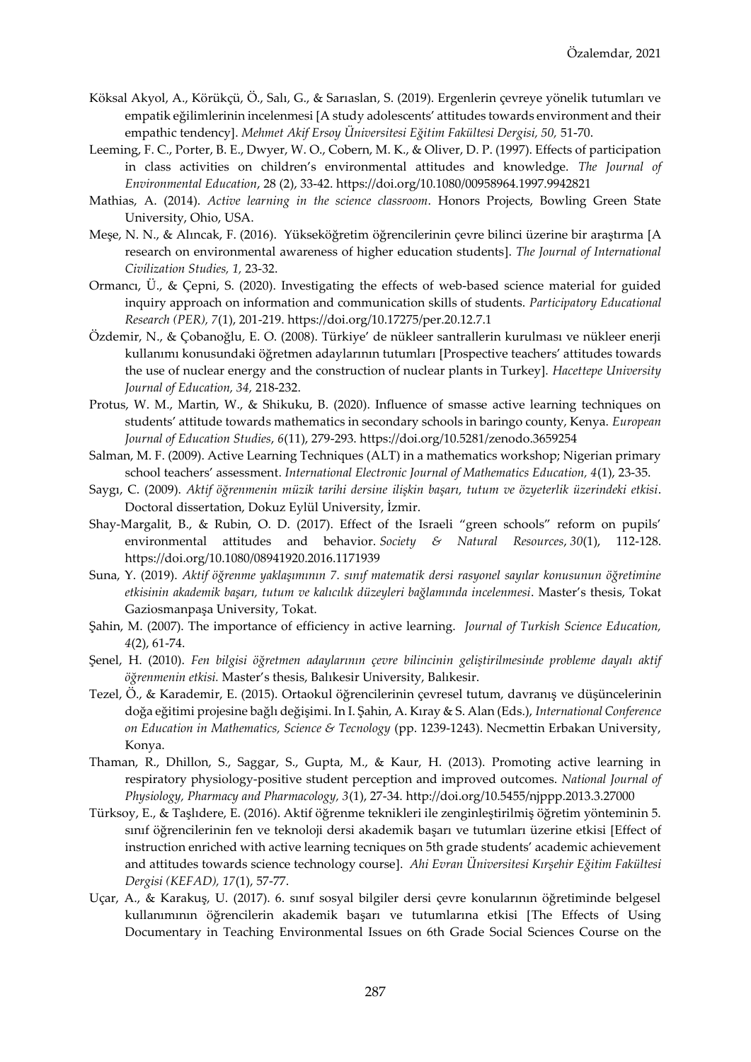Köksal Akyol, A., Körükçü, Ö., Salı, G., & Sarıaslan, S. (2019). Ergenlerin çevreye yönelik tutumları ve empatik eğilimlerinin incelenmesi [A study adolescents' attitudes towards environment and their empathic tendency]. *Mehmet Akif Ersoy Üniversitesi Eğitim Fakültesi Dergisi, 50,* 51-70.

Leeming, F. C., Porter, B. E., Dwyer, W. O., Cobern, M. K., & Oliver, D. P. (1997). Effects of participation in class activities on children's environmental attitudes and knowledge. *The Journal of Environmental Education*, 28 (2), 33-42. https://doi.org/10.1080/00958964.1997.9942821

Mathias, A. (2014). *Active learning in the science classroom*. Honors Projects, Bowling Green State University, Ohio, USA.

Meşe, N. N., & Alıncak, F. (2016). Yükseköğretim öğrencilerinin çevre bilinci üzerine bir araştırma [A research on environmental awareness of higher education students]. *The Journal of International Civilization Studies, 1,* 23-32.

Ormancı, Ü., & Çepni, S. (2020). Investigating the effects of web-based science material for guided inquiry approach on information and communication skills of students. *Participatory Educational Research (PER), 7*(1), 201-219. https://doi.org/10.17275/per.20.12.7.1

Özdemir, N., & Çobanoğlu, E. O. (2008). Türkiye' de nükleer santrallerin kurulması ve nükleer enerji kullanımı konusundaki öğretmen adaylarının tutumları [Prospective teachers' attitudes towards the use of nuclear energy and the construction of nuclear plants in Turkey]. *Hacettepe University Journal of Education, 34,* 218-232.

Protus, W. M., Martin, W., & Shikuku, B. (2020). Influence of smasse active learning techniques on students' attitude towards mathematics in secondary schools in baringo county, Kenya. *European Journal of Education Studies*, *6*(11), 279-293. https://doi.org/10.5281/zenodo.3659254

Salman, M. F. (2009). Active Learning Techniques (ALT) in a mathematics workshop; Nigerian primary school teachers' assessment. *International Electronic Journal of Mathematics Education*, *4*(1), 23-35.

Saygı, C. (2009). *Aktif öğrenmenin müzik tarihi dersine ilişkin başarı, tutum ve özyeterlik üzerindeki etkisi*. Doctoral dissertation, Dokuz Eylül University, İzmir.

Shay-Margalit, B., & Rubin, O. D. (2017). Effect of the Israeli "green schools" reform on pupils' environmental attitudes and behavior. *Society & Natural Resources*, *30*(1), 112-128. https://doi.org/10.1080/08941920.2016.1171939

Suna, Y. (2019). *Aktif öğrenme yaklaşımının 7. sınıf matematik dersi rasyonel sayılar konusunun öğretimine etkisinin akademik başarı, tutum ve kalıcılık düzeyleri bağlamında incelenmesi*. Master's thesis, Tokat Gaziosmanpaşa University, Tokat.

Şahin, M. (2007). The importance of efficiency in active learning. *Journal of Turkish Science Education, 4*(2), 61-74.

Şenel, H. (2010). *Fen bilgisi öğretmen adaylarının çevre bilincinin geliştirilmesinde probleme dayalı aktif öğrenmenin etkisi.* Master's thesis, Balıkesir University, Balıkesir.

Tezel, Ö., & Karademir, E. (2015). Ortaokul öğrencilerinin çevresel tutum, davranış ve düşüncelerinin doğa eğitimi projesine bağlı değişimi. In I. Şahin, A. Kıray & S. Alan (Eds.), *International Conference on Education in Mathematics, Science & Tecnology* (pp. 1239-1243). Necmettin Erbakan University, Konya.

Thaman, R., Dhillon, S., Saggar, S., Gupta, M., & Kaur, H. (2013). Promoting active learning in respiratory physiology-positive student perception and improved outcomes. *National Journal of Physiology, Pharmacy and Pharmacology, 3*(1), 27-34. http://doi.org/10.5455/njppp.2013.3.27000

Türksoy, E., & Taşlıdere, E. (2016). Aktif öğrenme teknikleri ile zenginleştirilmiş öğretim yönteminin 5. sınıf öğrencilerinin fen ve teknoloji dersi akademik başarı ve tutumları üzerine etkisi [Effect of instruction enriched with active learning tecniques on 5th grade students' academic achievement and attitudes towards science technology course]. *Ahi Evran Üniversitesi Kırşehir Eğitim Fakültesi Dergisi (KEFAD), 17*(1), 57-77.

Uçar, A., & Karakuş, U. (2017). 6. sınıf sosyal bilgiler dersi çevre konularının öğretiminde belgesel kullanımının öğrencilerin akademik başarı ve tutumlarına etkisi [The Effects of Using Documentary in Teaching Environmental Issues on 6th Grade Social Sciences Course on the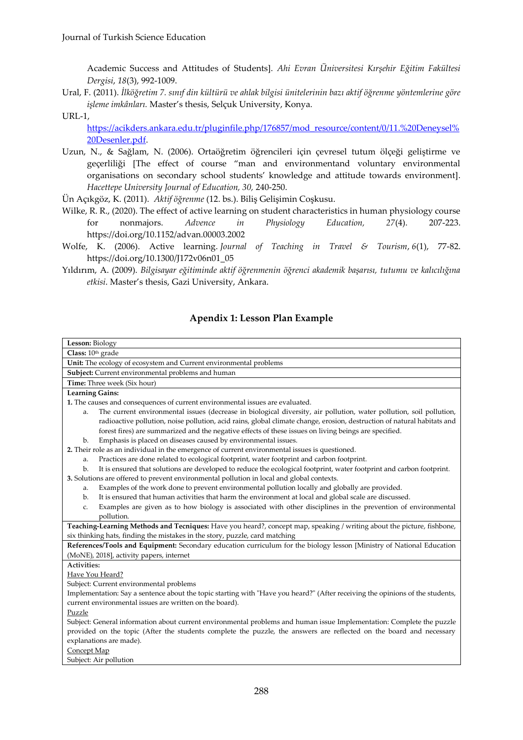Academic Success and Attitudes of Students]. *Ahi Evran Üniversitesi Kırşehir Eğitim Fakültesi Dergisi*, *18*(3), 992-1009.

Ural, F. (2011). *İlköğretim 7. sınıf din kültürü ve ahlak bilgisi ünitelerinin bazı aktif öğrenme yöntemlerine göre işleme imkânları.* Master's thesis, Selçuk University, Konya.

URL-1, https://acikders.ankara.edu.tr/pluginfile.php/176857/mod_resource/content/0/11.%20Deneysel%20Desenler.pdf.

Uzun, N., & Sağlam, N. (2006). Ortaöğretim öğrencileri için çevresel tutum ölçeği geliştirme ve geçerliliği [The effect of course "man and environmentand voluntary environmental organisations on secondary school students' knowledge and attitude towards environment]. *Hacettepe University Journal of Education, 30,* 240-250.

Ün Açıkgöz, K. (2011). *Aktif öğrenme* (12. bs.). Biliş Gelişimin Coşkusu.

Wilke, R. R., (2020). The effect of active learning on student characteristics in human physiology course for nonmajors. *Advence in Physiology Education,* *27*(4). 207-223. https://doi.org/10.1152/advan.00003.2002

Wolfe, K. (2006). Active learning. *Journal of Teaching in Travel & Tourism*, *6*(1), 77-82. https://doi.org/10.1300/J172v06n01_05

Yıldırım, A. (2009). *Bilgisayar eğitiminde aktif öğrenmenin öğrenci akademik başarısı, tutumu ve kalıcılığına etkisi*. Master's thesis, Gazi University, Ankara.

## Apendix 1: Lesson Plan Example

| |
|---|
| **Lesson:** Biology |
| **Class:** 10th grade |
| **Unit:** The ecology of ecosystem and Current environmental problems |
| **Subject:** Current environmental problems and human |
| **Time:** Three week (Six hour) |
| **Learning Gains:**<br>**1.** The causes and consequences of current environmental issues are evaluated.<br>a. The current environmental issues (decrease in biological diversity, air pollution, water pollution, soil pollution, radioactive pollution, noise pollution, acid rains, global climate change, erosion, destruction of natural habitats and forest fires) are summarized and the negative effects of these issues on living beings are specified.<br>b. Emphasis is placed on diseases caused by environmental issues.<br>**2.** Their role as an individual in the emergence of current environmental issues is questioned.<br>a. Practices are done related to ecological footprint, water footprint and carbon footprint.<br>b. It is ensured that solutions are developed to reduce the ecological footprint, water footprint and carbon footprint.<br>**3.** Solutions are offered to prevent environmental pollution in local and global contexts.<br>a. Examples of the work done to prevent environmental pollution locally and globally are provided.<br>b. It is ensured that human activities that harm the environment at local and global scale are discussed.<br>c. Examples are given as to how biology is associated with other disciplines in the prevention of environmental pollution. |
| **Teaching-Learning Methods and Tecniques:** Have you heard?, concept map, speaking / writing about the picture, fishbone, six thinking hats, finding the mistakes in the story, puzzle, card matching |
| **References/Tools and Equipment:** Secondary education curriculum for the biology lesson [Ministry of National Education (MoNE), 2018], activity papers, internet |
| **Activities:**<br>Have You Heard?<br>Subject: Current environmental problems<br>Implementation: Say a sentence about the topic starting with "Have you heard?" (After receiving the opinions of the students, current environmental issues are written on the board).<br>Puzzle<br>Subject: General information about current environmental problems and human issue Implementation: Complete the puzzle provided on the topic (After the students complete the puzzle, the answers are reflected on the board and necessary explanations are made).<br>Concept Map<br>Subject: Air pollution |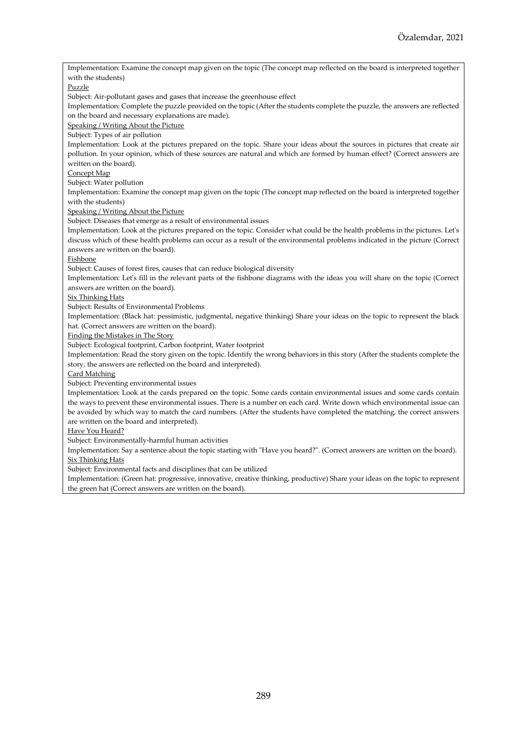Implementation: Examine the concept map given on the topic (The concept map reflected on the board is interpreted together with the students)

<u>Puzzle</u>

Subject: Air-pollutant gases and gases that increase the greenhouse effect

Implementation: Complete the puzzle provided on the topic (After the students complete the puzzle, the answers are reflected on the board and necessary explanations are made).

<u>Speaking / Writing About the Picture</u>

Subject: Types of air pollution

Implementation: Look at the pictures prepared on the topic. Share your ideas about the sources in pictures that create air pollution. In your opinion, which of these sources are natural and which are formed by human effect? (Correct answers are written on the board).

<u>Concept Map</u>

Subject: Water pollution

Implementation: Examine the concept map given on the topic (The concept map reflected on the board is interpreted together with the students)

<u>Speaking / Writing About the Picture</u>

Subject: Diseases that emerge as a result of environmental issues

Implementation: Look at the pictures prepared on the topic. Consider what could be the health problems in the pictures. Let's discuss which of these health problems can occur as a result of the environmental problems indicated in the picture (Correct answers are written on the board).

<u>Fishbone</u>

Subject: Causes of forest fires, causes that can reduce biological diversity

Implementation: Let's fill in the relevant parts of the fishbone diagrams with the ideas you will share on the topic (Correct answers are written on the board).

<u>Six Thinking Hats</u>

Subject: Results of Environmental Problems

Implementation: (Black hat: pessimistic, judgmental, negative thinking) Share your ideas on the topic to represent the black hat. (Correct answers are written on the board).

<u>Finding the Mistakes in The Story</u>

Subject: Ecological footprint, Carbon footprint, Water footprint

Implementation: Read the story given on the topic. Identify the wrong behaviors in this story (After the students complete the story, the answers are reflected on the board and interpreted).

<u>Card Matching</u>

Subject: Preventing environmental issues

Implementation: Look at the cards prepared on the topic. Some cards contain environmental issues and some cards contain the ways to prevent these environmental issues. There is a number on each card. Write down which environmental issue can be avoided by which way to match the card numbers. (After the students have completed the matching, the correct answers are written on the board and interpreted).

<u>Have You Heard?</u>

Subject: Environmentally-harmful human activities

Implementation: Say a sentence about the topic starting with "Have you heard?". (Correct answers are written on the board).

<u>Six Thinking Hats</u>

Subject: Environmental facts and disciplines that can be utilized

Implementation: (Green hat: progressive, innovative, creative thinking, productive) Share your ideas on the topic to represent the green hat (Correct answers are written on the board).